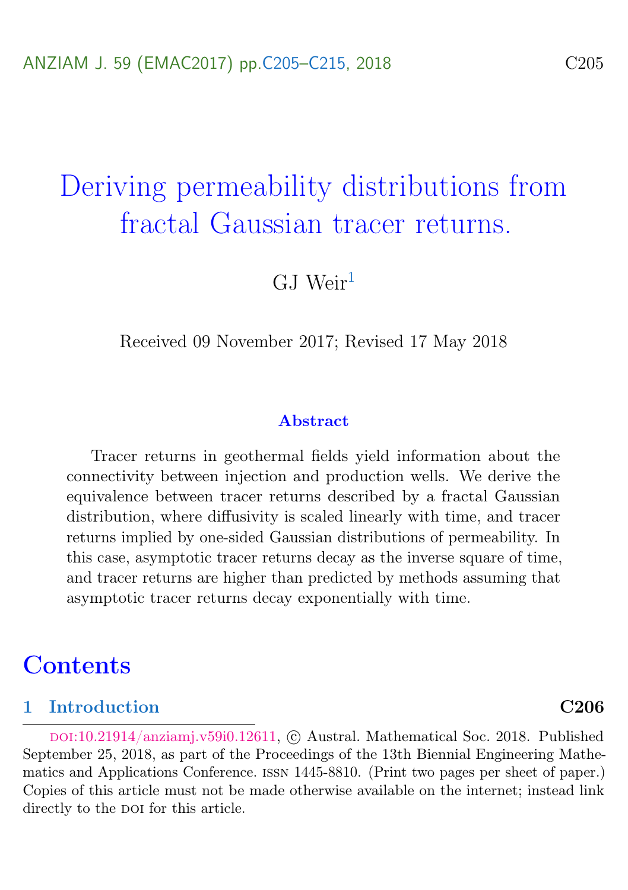# Deriving permeability distributions from fractal Gaussian tracer returns.

GJ Weir[1]

Received 09 November 2017; Revised 17 May 2018

### Abstract

Tracer returns in geothermal fields yield information about the connectivity between injection and production wells. We derive the equivalence between tracer returns described by a fractal Gaussian distribution, where diffusivity is scaled linearly with time, and tracer returns implied by one-sided Gaussian distributions of permeability. In this case, asymptotic tracer returns decay as the inverse square of time, and tracer returns are higher than predicted by methods assuming that asymptotic tracer returns decay exponentially with time.

## Contents

**1 Introduction** C206

---

DOI:10.21914/anziamj.v59i0.12611, © Austral. Mathematical Soc. 2018. Published September 25, 2018, as part of the Proceedings of the 13th Biennial Engineering Mathematics and Applications Conference. ISSN 1445-8810. (Print two pages per sheet of paper.) Copies of this article must not be made otherwise available on the internet; instead link directly to the DOI for this article.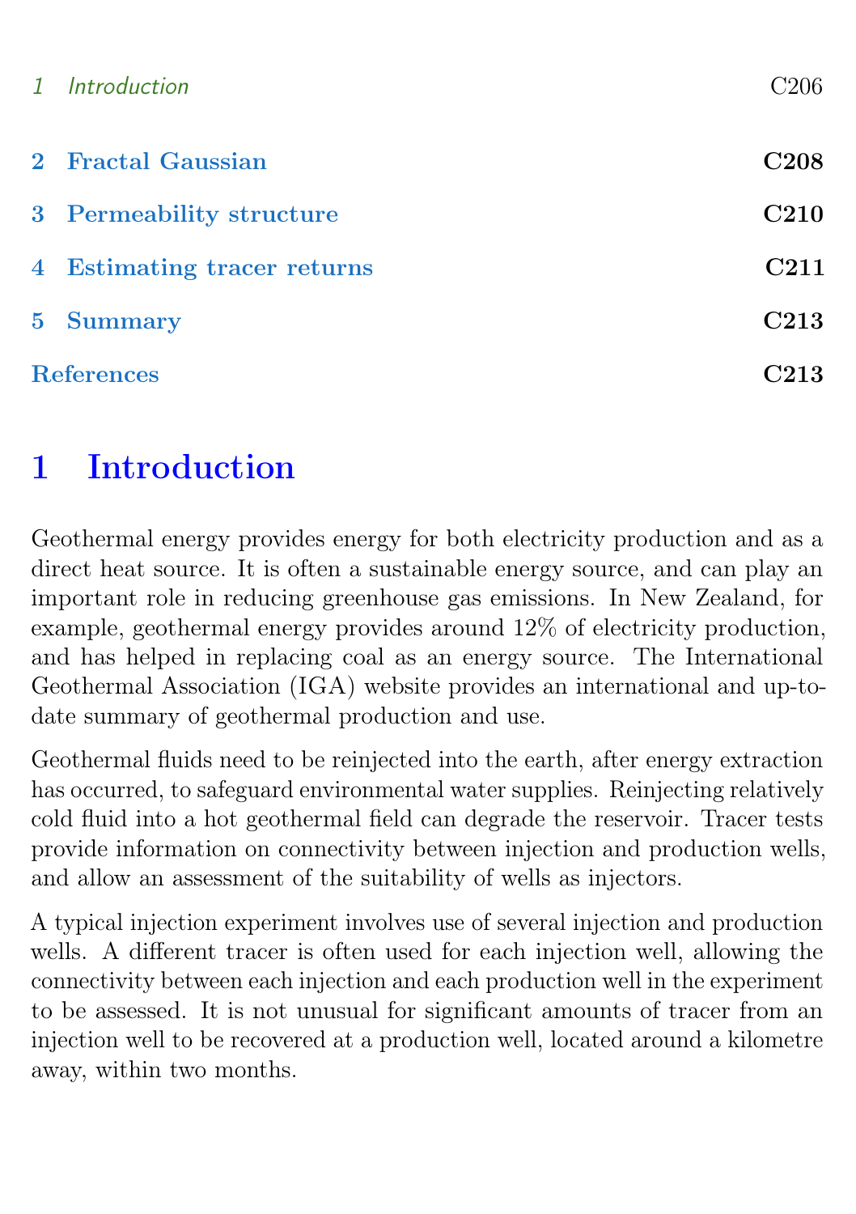| | | |
|---|---|---|
| 1 | Introduction | C206 |
| 2 | Fractal Gaussian | C208 |
| 3 | Permeability structure | C210 |
| 4 | Estimating tracer returns | C211 |
| 5 | Summary | C213 |
| | References | C213 |

# 1 Introduction

Geothermal energy provides energy for both electricity production and as a direct heat source. It is often a sustainable energy source, and can play an important role in reducing greenhouse gas emissions. In New Zealand, for example, geothermal energy provides around 12% of electricity production, and has helped in replacing coal as an energy source. The International Geothermal Association (IGA) website provides an international and up-to-date summary of geothermal production and use.

Geothermal fluids need to be reinjected into the earth, after energy extraction has occurred, to safeguard environmental water supplies. Reinjecting relatively cold fluid into a hot geothermal field can degrade the reservoir. Tracer tests provide information on connectivity between injection and production wells, and allow an assessment of the suitability of wells as injectors.

A typical injection experiment involves use of several injection and production wells. A different tracer is often used for each injection well, allowing the connectivity between each injection and each production well in the experiment to be assessed. It is not unusual for significant amounts of tracer from an injection well to be recovered at a production well, located around a kilometre away, within two months.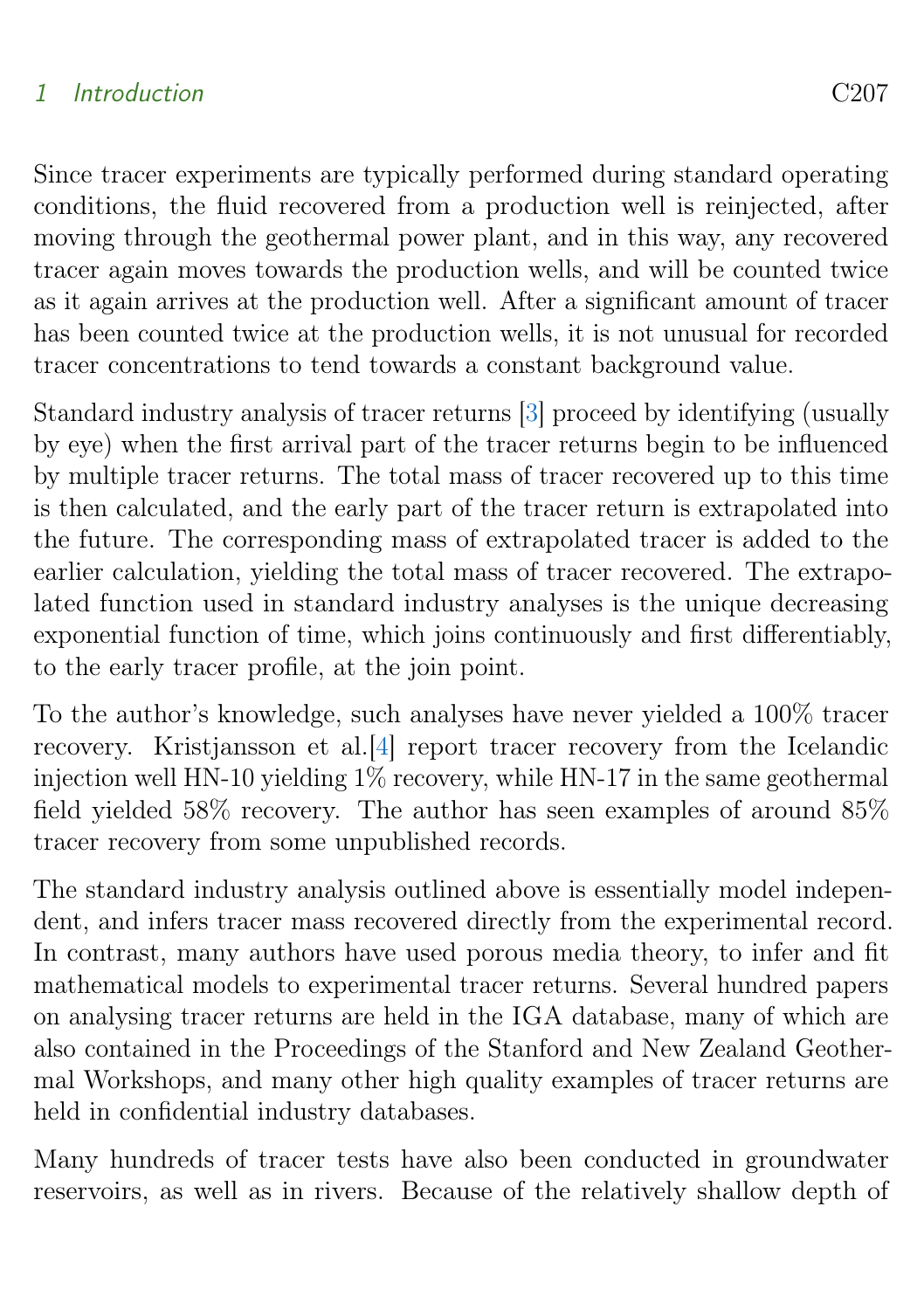Since tracer experiments are typically performed during standard operating conditions, the fluid recovered from a production well is reinjected, after moving through the geothermal power plant, and in this way, any recovered tracer again moves towards the production wells, and will be counted twice as it again arrives at the production well. After a significant amount of tracer has been counted twice at the production wells, it is not unusual for recorded tracer concentrations to tend towards a constant background value.

Standard industry analysis of tracer returns [3] proceed by identifying (usually by eye) when the first arrival part of the tracer returns begin to be influenced by multiple tracer returns. The total mass of tracer recovered up to this time is then calculated, and the early part of the tracer return is extrapolated into the future. The corresponding mass of extrapolated tracer is added to the earlier calculation, yielding the total mass of tracer recovered. The extrapolated function used in standard industry analyses is the unique decreasing exponential function of time, which joins continuously and first differentiably, to the early tracer profile, at the join point.

To the author's knowledge, such analyses have never yielded a 100% tracer recovery. Kristjansson et al.[4] report tracer recovery from the Icelandic injection well HN-10 yielding 1% recovery, while HN-17 in the same geothermal field yielded 58% recovery. The author has seen examples of around 85% tracer recovery from some unpublished records.

The standard industry analysis outlined above is essentially model independent, and infers tracer mass recovered directly from the experimental record. In contrast, many authors have used porous media theory, to infer and fit mathematical models to experimental tracer returns. Several hundred papers on analysing tracer returns are held in the IGA database, many of which are also contained in the Proceedings of the Stanford and New Zealand Geothermal Workshops, and many other high quality examples of tracer returns are held in confidential industry databases.

Many hundreds of tracer tests have also been conducted in groundwater reservoirs, as well as in rivers. Because of the relatively shallow depth of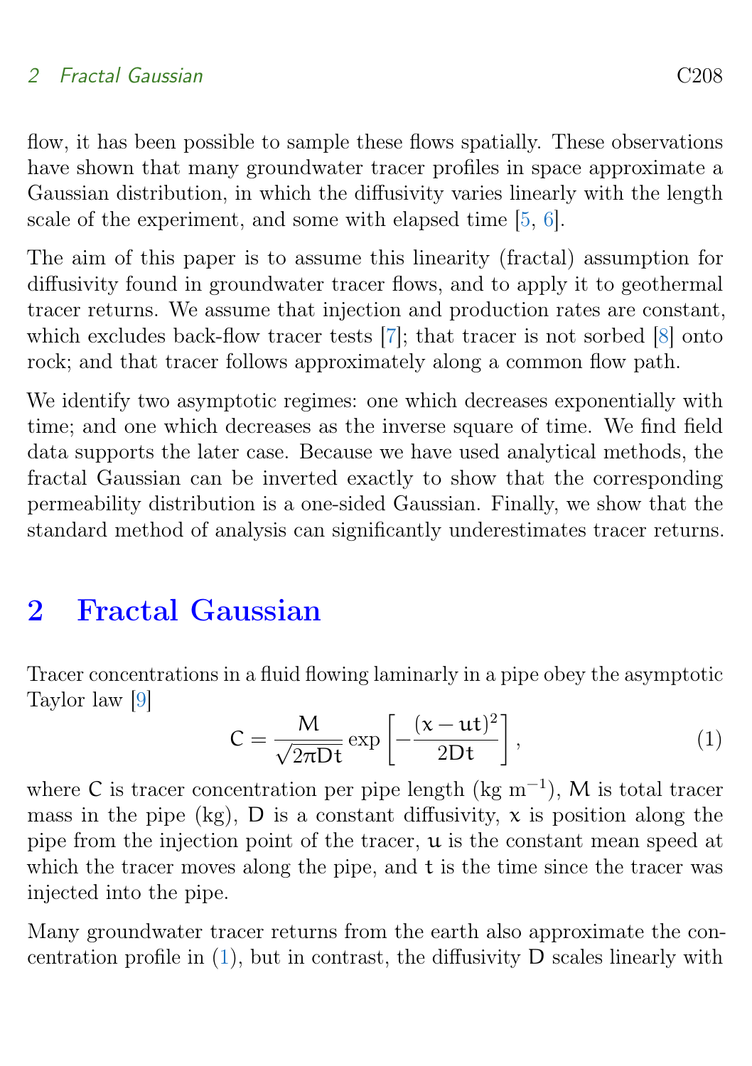flow, it has been possible to sample these flows spatially. These observations have shown that many groundwater tracer profiles in space approximate a Gaussian distribution, in which the diffusivity varies linearly with the length scale of the experiment, and some with elapsed time [5, 6].

The aim of this paper is to assume this linearity (fractal) assumption for diffusivity found in groundwater tracer flows, and to apply it to geothermal tracer returns. We assume that injection and production rates are constant, which excludes back-flow tracer tests [7]; that tracer is not sorbed [8] onto rock; and that tracer follows approximately along a common flow path.

We identify two asymptotic regimes: one which decreases exponentially with time; and one which decreases as the inverse square of time. We find field data supports the later case. Because we have used analytical methods, the fractal Gaussian can be inverted exactly to show that the corresponding permeability distribution is a one-sided Gaussian. Finally, we show that the standard method of analysis can significantly underestimates tracer returns.

## 2 Fractal Gaussian

Tracer concentrations in a fluid flowing laminarly in a pipe obey the asymptotic Taylor law [9]

$$C = \frac{M}{\sqrt{2\pi Dt}} \exp\left[-\frac{(x-ut)^2}{2Dt}\right], \tag{1}$$

where $C$ is tracer concentration per pipe length (kg $\mathrm{m}^{-1}$), $M$ is total tracer mass in the pipe (kg), $D$ is a constant diffusivity, $x$ is position along the pipe from the injection point of the tracer, $u$ is the constant mean speed at which the tracer moves along the pipe, and $t$ is the time since the tracer was injected into the pipe.

Many groundwater tracer returns from the earth also approximate the concentration profile in (1), but in contrast, the diffusivity $D$ scales linearly with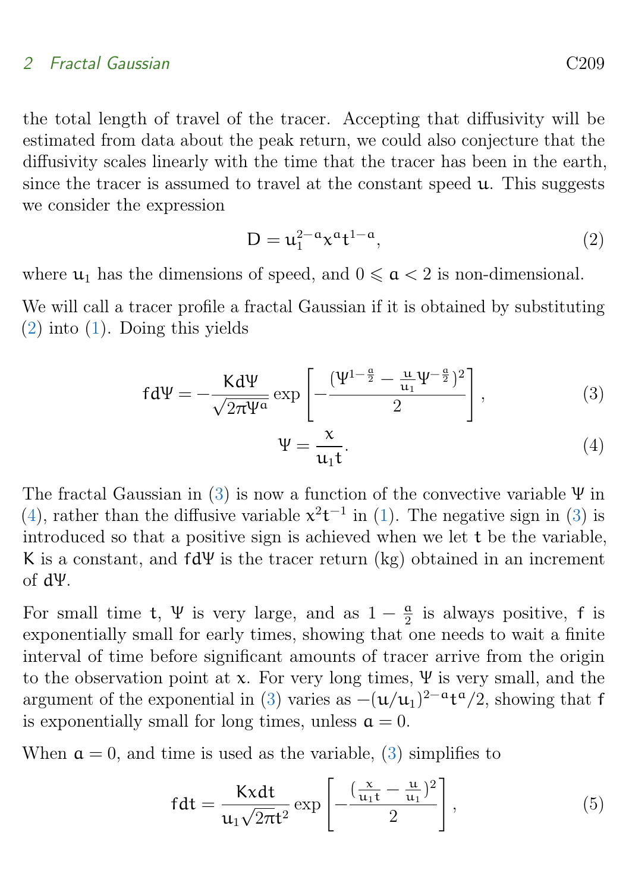the total length of travel of the tracer. Accepting that diffusivity will be estimated from data about the peak return, we could also conjecture that the diffusivity scales linearly with the time that the tracer has been in the earth, since the tracer is assumed to travel at the constant speed $u$. This suggests we consider the expression

$$D = u_1^{2-a} x^a t^{1-a}, \tag{2}$$

where $u_1$ has the dimensions of speed, and $0 \leqslant a < 2$ is non-dimensional.

We will call a tracer profile a fractal Gaussian if it is obtained by substituting (2) into (1). Doing this yields

$$f d\Psi = -\frac{K d\Psi}{\sqrt{2\pi \Psi^a}} \exp\left[-\frac{(\Psi^{1-\frac{a}{2}} - \frac{u}{u_1}\Psi^{-\frac{a}{2}})^2}{2}\right], \tag{3}$$

$$\Psi = \frac{x}{u_1 t}. \tag{4}$$

The fractal Gaussian in (3) is now a function of the convective variable $\Psi$ in (4), rather than the diffusive variable $x^2 t^{-1}$ in (1). The negative sign in (3) is introduced so that a positive sign is achieved when we let $t$ be the variable, $K$ is a constant, and $f d\Psi$ is the tracer return (kg) obtained in an increment of $d\Psi$.

For small time $t$, $\Psi$ is very large, and as $1 - \frac{a}{2}$ is always positive, $f$ is exponentially small for early times, showing that one needs to wait a finite interval of time before significant amounts of tracer arrive from the origin to the observation point at $x$. For very long times, $\Psi$ is very small, and the argument of the exponential in (3) varies as $-(u/u_1)^{2-a} t^a/2$, showing that $f$ is exponentially small for long times, unless $a = 0$.

When $a = 0$, and time is used as the variable, (3) simplifies to

$$f dt = \frac{K x dt}{u_1 \sqrt{2\pi} t^2} \exp\left[-\frac{(\frac{x}{u_1 t} - \frac{u}{u_1})^2}{2}\right], \tag{5}$$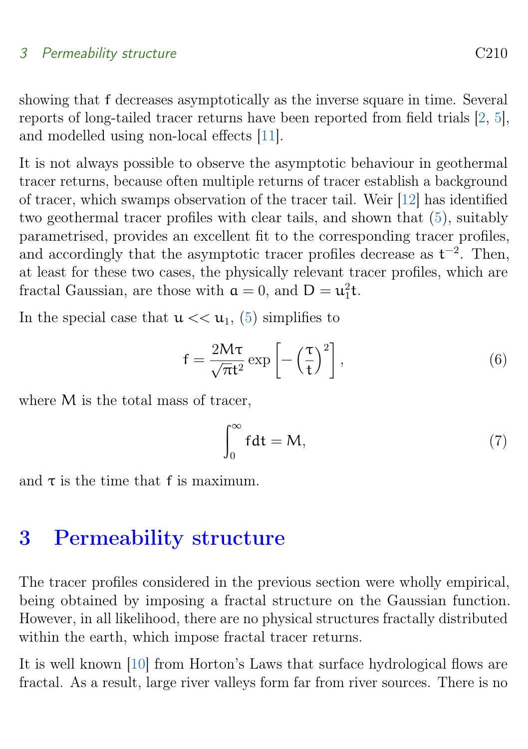showing that f decreases asymptotically as the inverse square in time. Several reports of long-tailed tracer returns have been reported from field trials [2, 5], and modelled using non-local effects [11].

It is not always possible to observe the asymptotic behaviour in geothermal tracer returns, because often multiple returns of tracer establish a background of tracer, which swamps observation of the tracer tail. Weir [12] has identified two geothermal tracer profiles with clear tails, and shown that (5), suitably parametrised, provides an excellent fit to the corresponding tracer profiles, and accordingly that the asymptotic tracer profiles decrease as $t^{-2}$. Then, at least for these two cases, the physically relevant tracer profiles, which are fractal Gaussian, are those with $a = 0$, and $D = u_1^2 t$.

In the special case that $u << u_1$, (5) simplifies to

$$f = \frac{2M\tau}{\sqrt{\pi}t^2} \exp\left[-\left(\frac{\tau}{t}\right)^2\right], \tag{6}$$

where M is the total mass of tracer,

$$\int_0^\infty f dt = M, \tag{7}$$

and $\tau$ is the time that f is maximum.

# 3 Permeability structure

The tracer profiles considered in the previous section were wholly empirical, being obtained by imposing a fractal structure on the Gaussian function. However, in all likelihood, there are no physical structures fractally distributed within the earth, which impose fractal tracer returns.

It is well known [10] from Horton's Laws that surface hydrological flows are fractal. As a result, large river valleys form far from river sources. There is no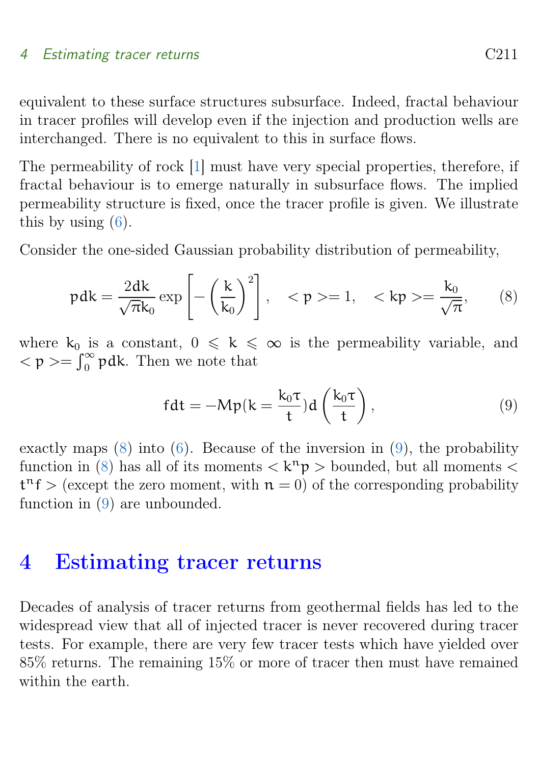equivalent to these surface structures subsurface. Indeed, fractal behaviour in tracer profiles will develop even if the injection and production wells are interchanged. There is no equivalent to this in surface flows.

The permeability of rock [1] must have very special properties, therefore, if fractal behaviour is to emerge naturally in subsurface flows. The implied permeability structure is fixed, once the tracer profile is given. We illustrate this by using (6).

Consider the one-sided Gaussian probability distribution of permeability,

$$p\,dk = \frac{2dk}{\sqrt{\pi}k_0}\exp\left[-\left(\frac{k}{k_0}\right)^2\right], \quad <p>=1, \quad <kp>=\frac{k_0}{\sqrt{\pi}}, \tag{8}$$

where $k_0$ is a constant, $0 \leqslant k \leqslant \infty$ is the permeability variable, and $<p>=\int_0^\infty p\,dk$. Then we note that

$$f\,dt = -Mp(k=\frac{k_0\tau}{t})\,d\left(\frac{k_0\tau}{t}\right), \tag{9}$$

exactly maps (8) into (6). Because of the inversion in (9), the probability function in (8) has all of its moments $<k^n p>$ bounded, but all moments $<t^n f>$ (except the zero moment, with $n=0$) of the corresponding probability function in (9) are unbounded.

# 4 Estimating tracer returns

Decades of analysis of tracer returns from geothermal fields has led to the widespread view that all of injected tracer is never recovered during tracer tests. For example, there are very few tracer tests which have yielded over 85% returns. The remaining 15% or more of tracer then must have remained within the earth.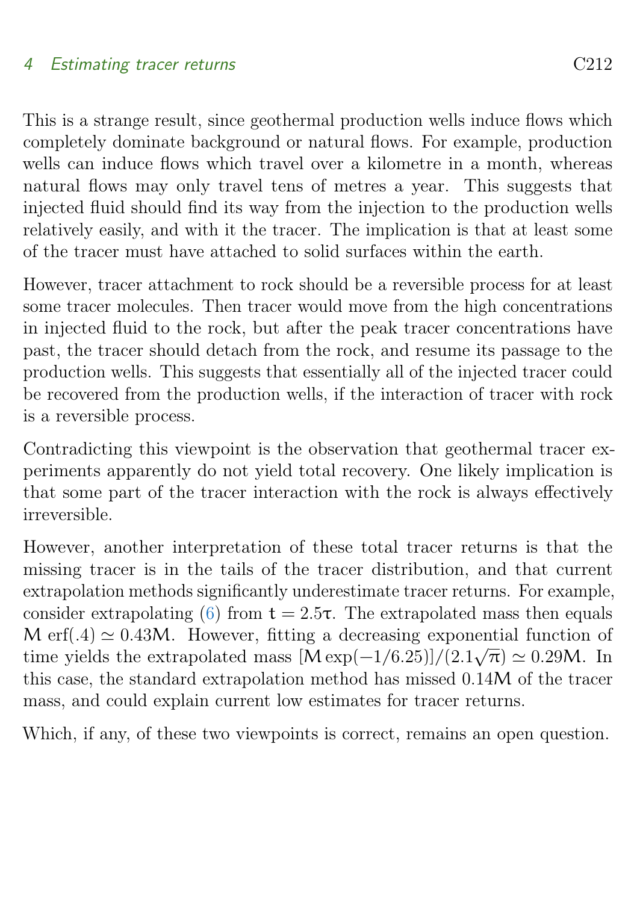This is a strange result, since geothermal production wells induce flows which completely dominate background or natural flows. For example, production wells can induce flows which travel over a kilometre in a month, whereas natural flows may only travel tens of metres a year. This suggests that injected fluid should find its way from the injection to the production wells relatively easily, and with it the tracer. The implication is that at least some of the tracer must have attached to solid surfaces within the earth.

However, tracer attachment to rock should be a reversible process for at least some tracer molecules. Then tracer would move from the high concentrations in injected fluid to the rock, but after the peak tracer concentrations have past, the tracer should detach from the rock, and resume its passage to the production wells. This suggests that essentially all of the injected tracer could be recovered from the production wells, if the interaction of tracer with rock is a reversible process.

Contradicting this viewpoint is the observation that geothermal tracer experiments apparently do not yield total recovery. One likely implication is that some part of the tracer interaction with the rock is always effectively irreversible.

However, another interpretation of these total tracer returns is that the missing tracer is in the tails of the tracer distribution, and that current extrapolation methods significantly underestimate tracer returns. For example, consider extrapolating (6) from $t = 2.5\tau$. The extrapolated mass then equals $M\,\mathrm{erf}(.4) \simeq 0.43M$. However, fitting a decreasing exponential function of time yields the extrapolated mass $[M \exp(-1/6.25)]/(2.1\sqrt{\pi}) \simeq 0.29M$. In this case, the standard extrapolation method has missed $0.14M$ of the tracer mass, and could explain current low estimates for tracer returns.

Which, if any, of these two viewpoints is correct, remains an open question.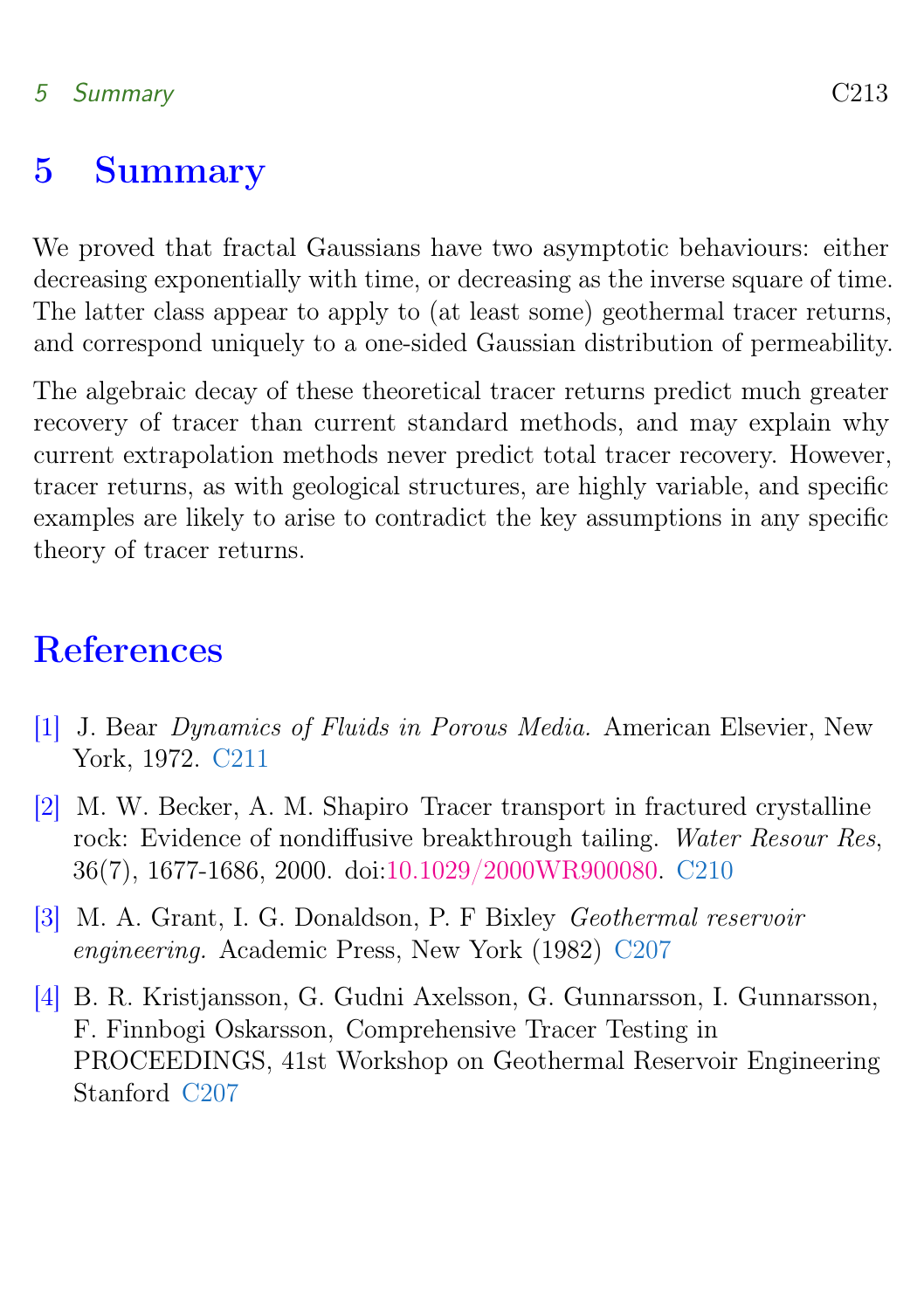# 5 Summary

We proved that fractal Gaussians have two asymptotic behaviours: either decreasing exponentially with time, or decreasing as the inverse square of time. The latter class appear to apply to (at least some) geothermal tracer returns, and correspond uniquely to a one-sided Gaussian distribution of permeability.

The algebraic decay of these theoretical tracer returns predict much greater recovery of tracer than current standard methods, and may explain why current extrapolation methods never predict total tracer recovery. However, tracer returns, as with geological structures, are highly variable, and specific examples are likely to arise to contradict the key assumptions in any specific theory of tracer returns.

# References

[1] J. Bear *Dynamics of Fluids in Porous Media.* American Elsevier, New York, 1972. C211

[2] M. W. Becker, A. M. Shapiro Tracer transport in fractured crystalline rock: Evidence of nondiffusive breakthrough tailing. *Water Resour Res*, 36(7), 1677-1686, 2000. doi:10.1029/2000WR900080. C210

[3] M. A. Grant, I. G. Donaldson, P. F Bixley *Geothermal reservoir engineering.* Academic Press, New York (1982) C207

[4] B. R. Kristjansson, G. Gudni Axelsson, G. Gunnarsson, I. Gunnarsson, F. Finnbogi Oskarsson, Comprehensive Tracer Testing in PROCEEDINGS, 41st Workshop on Geothermal Reservoir Engineering Stanford C207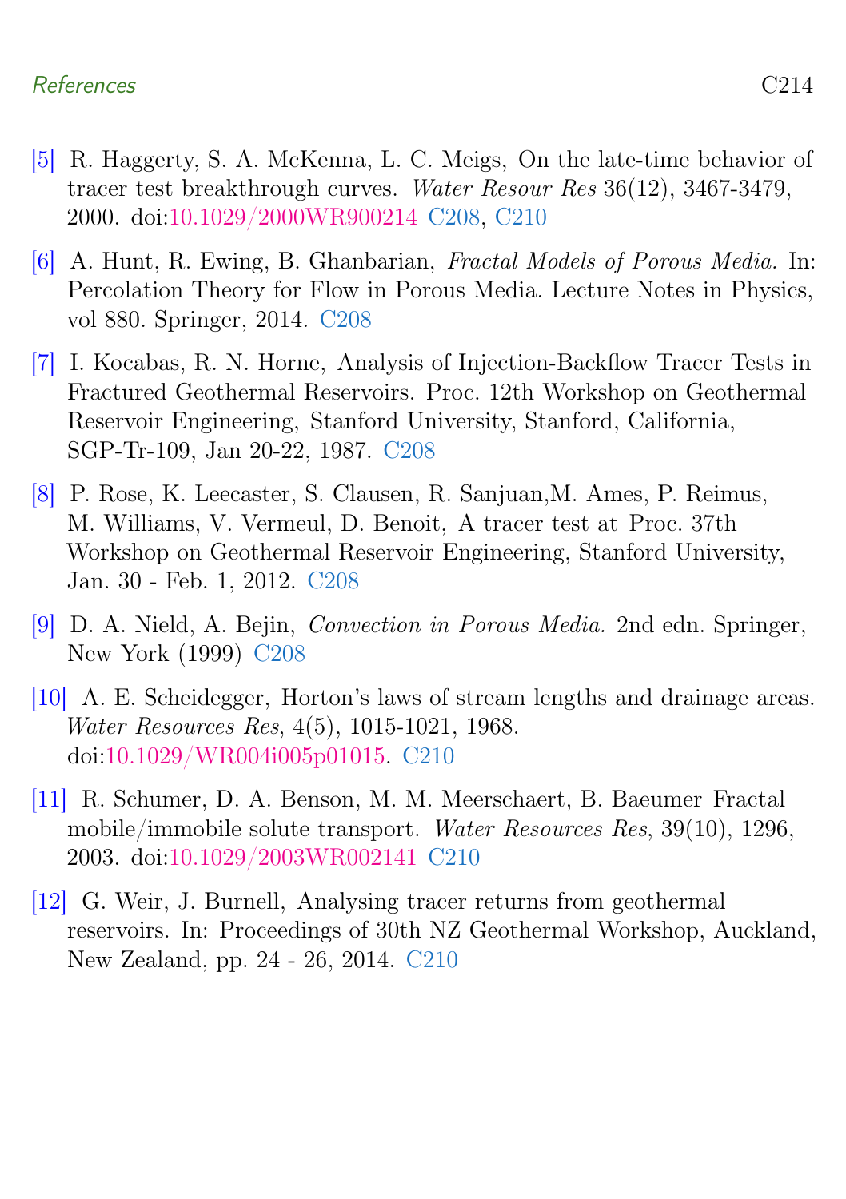[5] R. Haggerty, S. A. McKenna, L. C. Meigs, On the late-time behavior of tracer test breakthrough curves. *Water Resour Res* 36(12), 3467-3479, 2000. doi:10.1029/2000WR900214 C208, C210

[6] A. Hunt, R. Ewing, B. Ghanbarian, *Fractal Models of Porous Media.* In: Percolation Theory for Flow in Porous Media. Lecture Notes in Physics, vol 880. Springer, 2014. C208

[7] I. Kocabas, R. N. Horne, Analysis of Injection-Backflow Tracer Tests in Fractured Geothermal Reservoirs. Proc. 12th Workshop on Geothermal Reservoir Engineering, Stanford University, Stanford, California, SGP-Tr-109, Jan 20-22, 1987. C208

[8] P. Rose, K. Leecaster, S. Clausen, R. Sanjuan,M. Ames, P. Reimus, M. Williams, V. Vermeul, D. Benoit, A tracer test at Proc. 37th Workshop on Geothermal Reservoir Engineering, Stanford University, Jan. 30 - Feb. 1, 2012. C208

[9] D. A. Nield, A. Bejin, *Convection in Porous Media.* 2nd edn. Springer, New York (1999) C208

[10] A. E. Scheidegger, Horton's laws of stream lengths and drainage areas. *Water Resources Res*, 4(5), 1015-1021, 1968. doi:10.1029/WR004i005p01015. C210

[11] R. Schumer, D. A. Benson, M. M. Meerschaert, B. Baeumer Fractal mobile/immobile solute transport. *Water Resources Res*, 39(10), 1296, 2003. doi:10.1029/2003WR002141 C210

[12] G. Weir, J. Burnell, Analysing tracer returns from geothermal reservoirs. In: Proceedings of 30th NZ Geothermal Workshop, Auckland, New Zealand, pp. 24 - 26, 2014. C210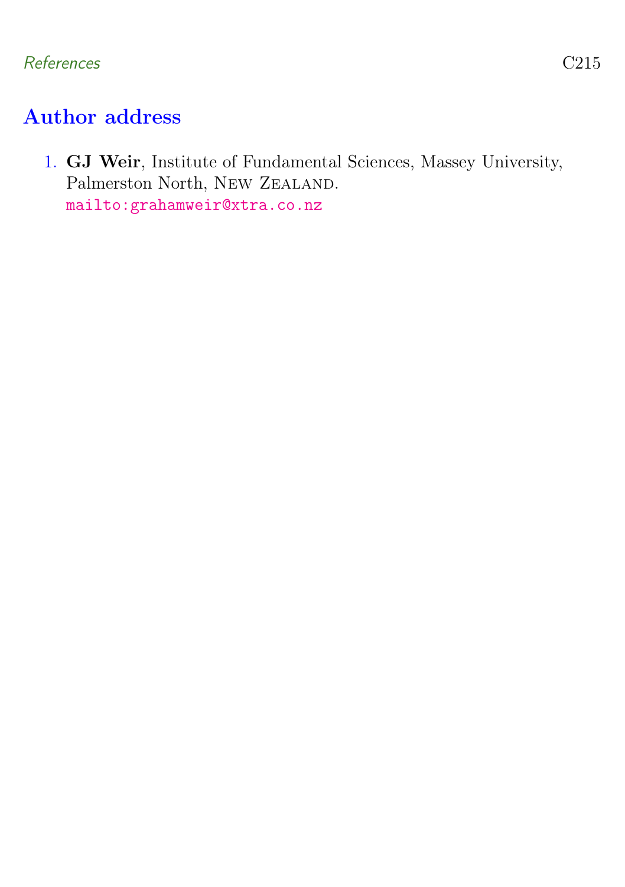## Author address

1. **GJ Weir**, Institute of Fundamental Sciences, Massey University, Palmerston North, New Zealand.
   mailto:grahamweir@xtra.co.nz